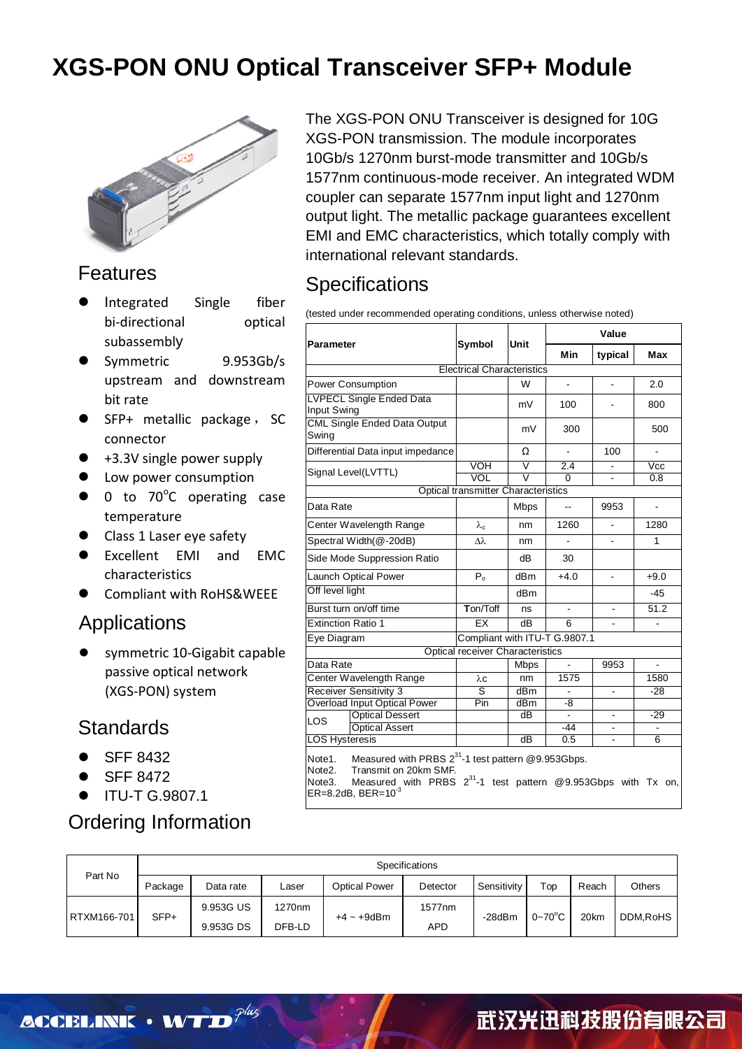# XGS-PON ONU Optical Transceiver SFP+ Module

The XGS-PON ONU Transceiver is designed for 10G XGS-PON transmission. The module incorporates 10Gb/s 1270nm burst-mode transmitter and 10Gb/s 1577nm continuous-mode receiver. An integrated WDM coupler can separate 1577nm input light and 1270nm output light. The metallic package guarantees excellent EMI and EMC characteristics, which totally comply with international relevant standards.

## Features

- Integrated Single fiber bi-directional optical subassembly
- Symmetric 9.953Gb/s upstream and downstream bit rate
- SFP+ metallic package，SC connector
- +3.3V single power supply
- Low power consumption
- 0 to 70°C operating case temperature
- Class 1 Laser eye safety
- Excellent EMI and EMC characteristics
- Compliant with RoHS&WEEE

## Applications

- symmetric 10-Gigabit capable passive optical network (XGS-PON) system

## Standards

- SFF 8432
- SFF 8472
- ITU-T G.9807.1

## Specifications

(tested under recommended operating conditions, unless otherwise noted)

| Parameter | | Symbol | Unit | Value | | |
|---|---|---|---|---|---|---|
| | | | | Min | typical | Max |
| Electrical Characteristics | | | | | | |
| Power Consumption | | | W | - | - | 2.0 |
| LVPECL Single Ended Data Input Swing | | | mV | 100 | - | 800 |
| CML Single Ended Data Output Swing | | | mV | 300 | | 500 |
| Differential Data input impedance | | | Ω | - | 100 | - |
| Signal Level(LVTTL) | | VOH | V | 2.4 | - | Vcc |
| | | VOL | V | 0 | - | 0.8 |
| Optical transmitter Characteristics | | | | | | |
| Data Rate | | | Mbps | -- | 9953 | - |
| Center Wavelength Range | | $\lambda_c$ | nm | 1260 | - | 1280 |
| Spectral Width(@-20dB) | | $\Delta\lambda$ | nm | - | - | 1 |
| Side Mode Suppression Ratio | | | dB | 30 | | |
| Launch Optical Power | | $P_o$ | dBm | +4.0 | - | +9.0 |
| Off level light | | | dBm | | | -45 |
| Burst turn on/off time | | Ton/Toff | ns | - | - | 51.2 |
| Extinction Ratio 1 | | EX | dB | 6 | - | - |
| Eye Diagram | | Compliant with ITU-T G.9807.1 | | | | |
| Optical receiver Characteristics | | | | | | |
| Data Rate | | | Mbps | - | 9953 | - |
| Center Wavelength Range | | $\lambda c$ | nm | 1575 | | 1580 |
| Receiver Sensitivity 3 | | S | dBm | - | - | -28 |
| Overload Input Optical Power | | Pin | dBm | -8 | | |
| LOS | Optical Dessert | | dB | - | - | -29 |
| | Optical Assert | | | -44 | - | - |
| LOS Hysteresis | | | dB | 0.5 | - | 6 |

Note1. Measured with PRBS $2^{31}$-1 test pattern @9.953Gbps.
Note2. Transmit on 20km SMF.
Note3. Measured with PRBS $2^{31}$-1 test pattern @9.953Gbps with Tx on, ER=8.2dB, BER=$10^{-3}$

## Ordering Information

| Part No | Specifications | | | | | | | | |
|---|---|---|---|---|---|---|---|---|---|
| | Package | Data rate | Laser | Optical Power | Detector | Sensitivity | Top | Reach | Others |
| RTXM166-701 | SFP+ | 9.953G US<br>9.953G DS | 1270nm<br>DFB-LD | +4 ~ +9dBm | 1577nm<br>APD | -28dBm | 0~70°C | 20km | DDM,RoHS |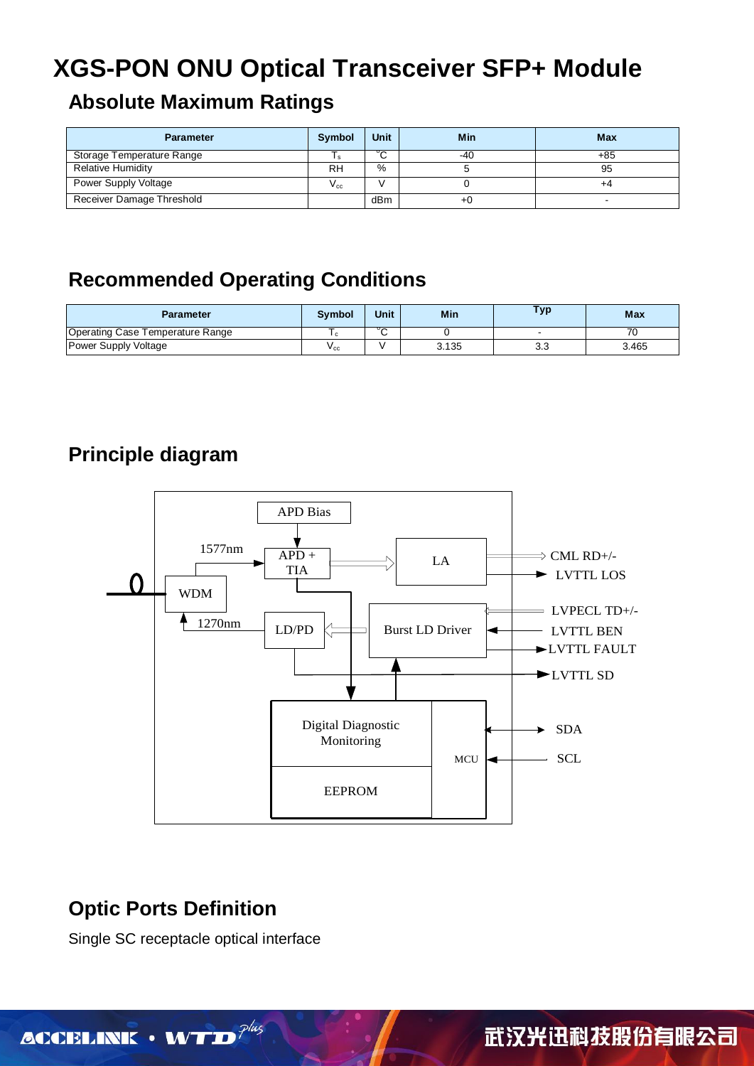# XGS-PON ONU Optical Transceiver SFP+ Module

## Absolute Maximum Ratings

| Parameter | Symbol | Unit | Min | Max |
|---|---|---|---|---|
| Storage Temperature Range | $T_s$ | °C | -40 | +85 |
| Relative Humidity | RH | % | 5 | 95 |
| Power Supply Voltage | $V_{cc}$ | V | 0 | +4 |
| Receiver Damage Threshold | | dBm | +0 | - |

## Recommended Operating Conditions

| Parameter | Symbol | Unit | Min | Typ | Max |
|---|---|---|---|---|---|
| Operating Case Temperature Range | $T_c$ | °C | 0 | - | 70 |
| Power Supply Voltage | $V_{cc}$ | V | 3.135 | 3.3 | 3.465 |

## Principle diagram

APD Bias

1577nm

APD + TIA

LA

CML RD+/-

LVTTL LOS

WDM

1270nm

LD/PD

Burst LD Driver

LVPECL TD+/-

LVTTL BEN

LVTTL FAULT

LVTTL SD

Digital Diagnostic Monitoring

EEPROM

MCU

SDA

SCL

## Optic Ports Definition

Single SC receptacle optical interface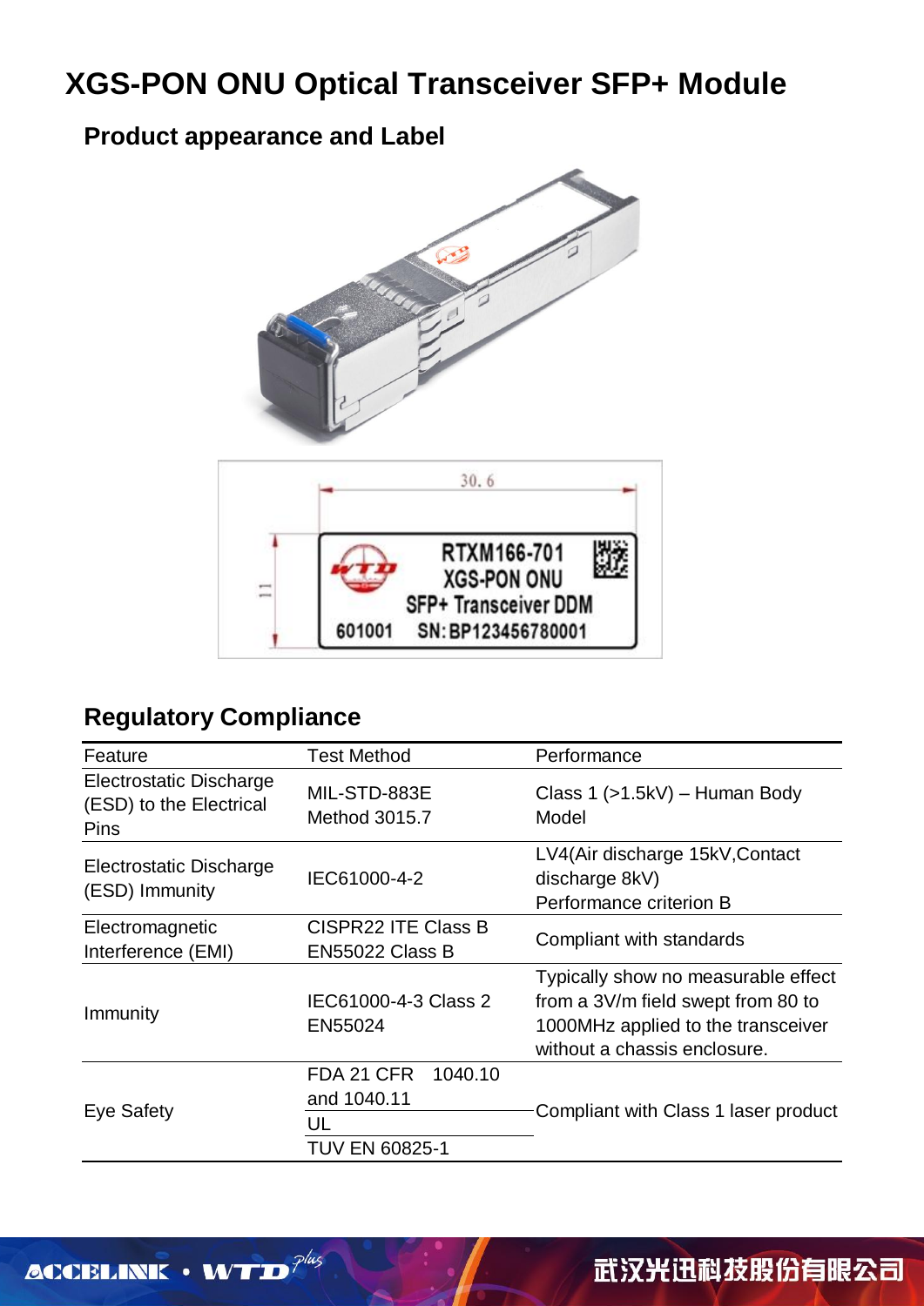# XGS-PON ONU Optical Transceiver SFP+ Module

## Product appearance and Label

## Regulatory Compliance

| Feature | Test Method | Performance |
|---|---|---|
| Electrostatic Discharge (ESD) to the Electrical Pins | MIL-STD-883E Method 3015.7 | Class 1 (>1.5kV) – Human Body Model |
| Electrostatic Discharge (ESD) Immunity | IEC61000-4-2 | LV4(Air discharge 15kV,Contact discharge 8kV) Performance criterion B |
| Electromagnetic Interference (EMI) | CISPR22 ITE Class B EN55022 Class B | Compliant with standards |
| Immunity | IEC61000-4-3 Class 2 EN55024 | Typically show no measurable effect from a 3V/m field swept from 80 to 1000MHz applied to the transceiver without a chassis enclosure. |
| Eye Safety | FDA 21 CFR 1040.10 and 1040.11 | Compliant with Class 1 laser product |
| | UL | |
| | TUV EN 60825-1 | |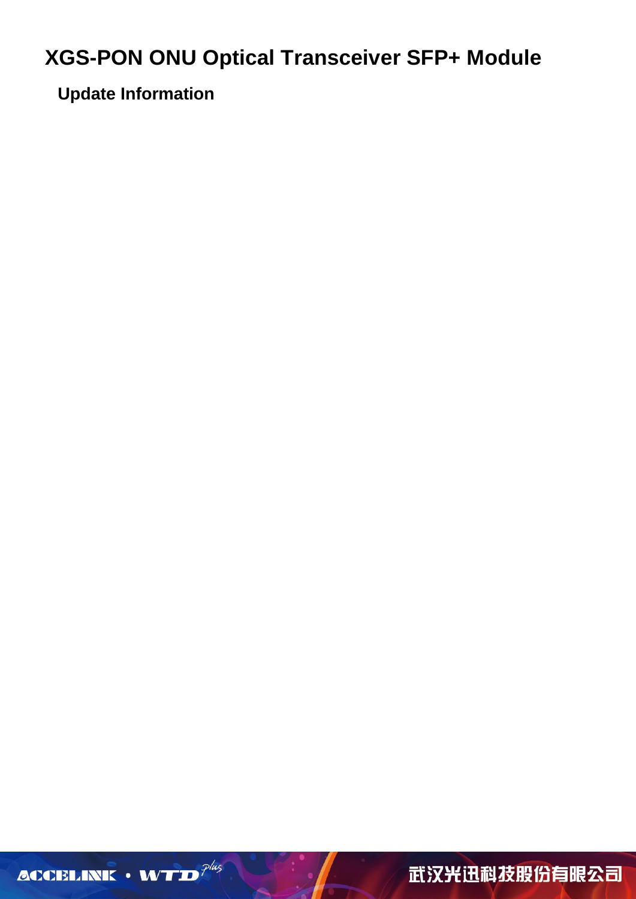## Update Information